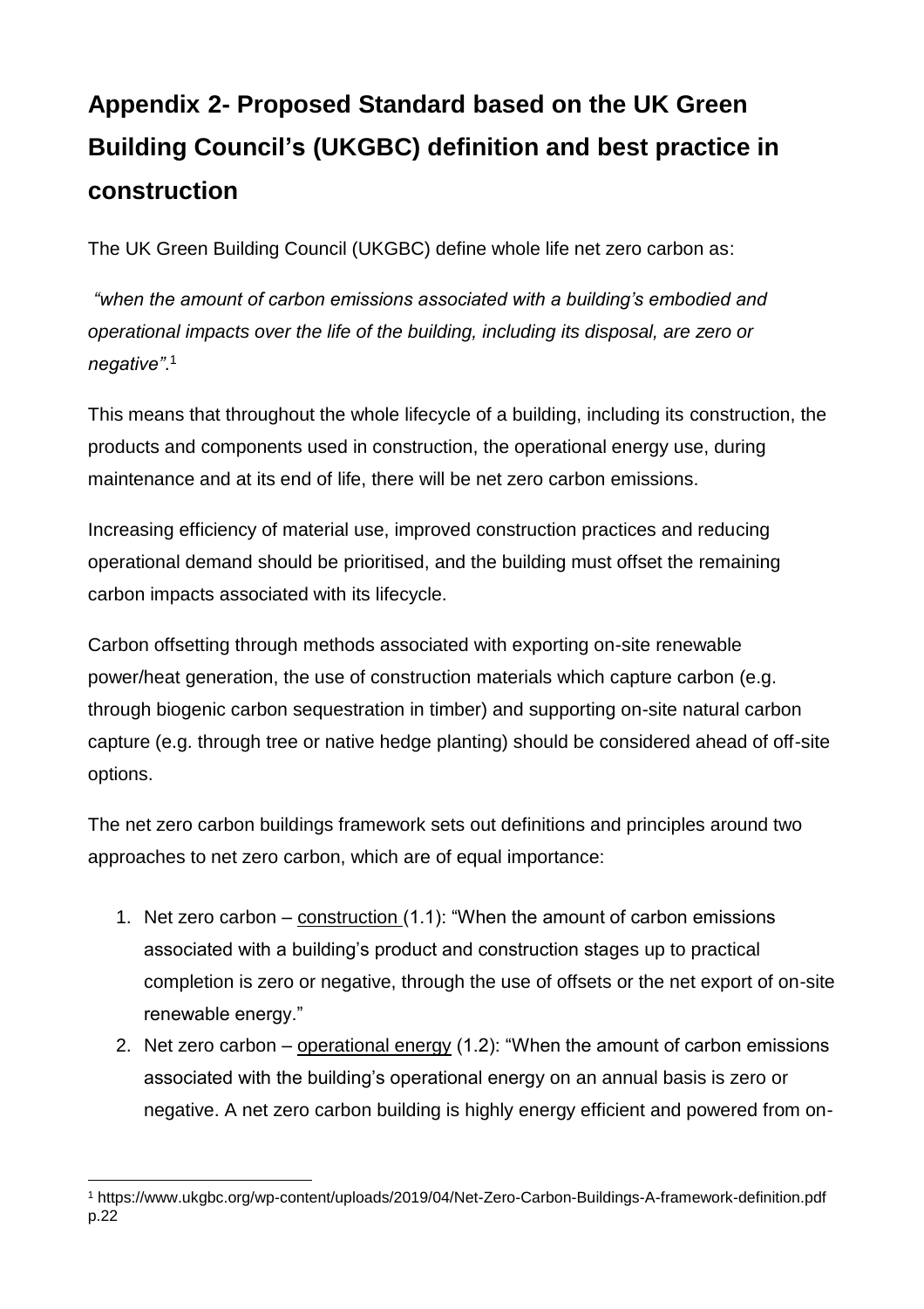# Appendix 2- Proposed Standard based on the UK Green Building Council's (UKGBC) definition and best practice in construction

The UK Green Building Council (UKGBC) define whole life net zero carbon as:

*"when the amount of carbon emissions associated with a building's embodied and operational impacts over the life of the building, including its disposal, are zero or negative"*.[1]

This means that throughout the whole lifecycle of a building, including its construction, the products and components used in construction, the operational energy use, during maintenance and at its end of life, there will be net zero carbon emissions.

Increasing efficiency of material use, improved construction practices and reducing operational demand should be prioritised, and the building must offset the remaining carbon impacts associated with its lifecycle.

Carbon offsetting through methods associated with exporting on-site renewable power/heat generation, the use of construction materials which capture carbon (e.g. through biogenic carbon sequestration in timber) and supporting on-site natural carbon capture (e.g. through tree or native hedge planting) should be considered ahead of off-site options.

The net zero carbon buildings framework sets out definitions and principles around two approaches to net zero carbon, which are of equal importance:

1. Net zero carbon – construction (1.1): "When the amount of carbon emissions associated with a building's product and construction stages up to practical completion is zero or negative, through the use of offsets or the net export of on-site renewable energy."
2. Net zero carbon – operational energy (1.2): "When the amount of carbon emissions associated with the building's operational energy on an annual basis is zero or negative. A net zero carbon building is highly energy efficient and powered from on-

[1] https://www.ukgbc.org/wp-content/uploads/2019/04/Net-Zero-Carbon-Buildings-A-framework-definition.pdf p.22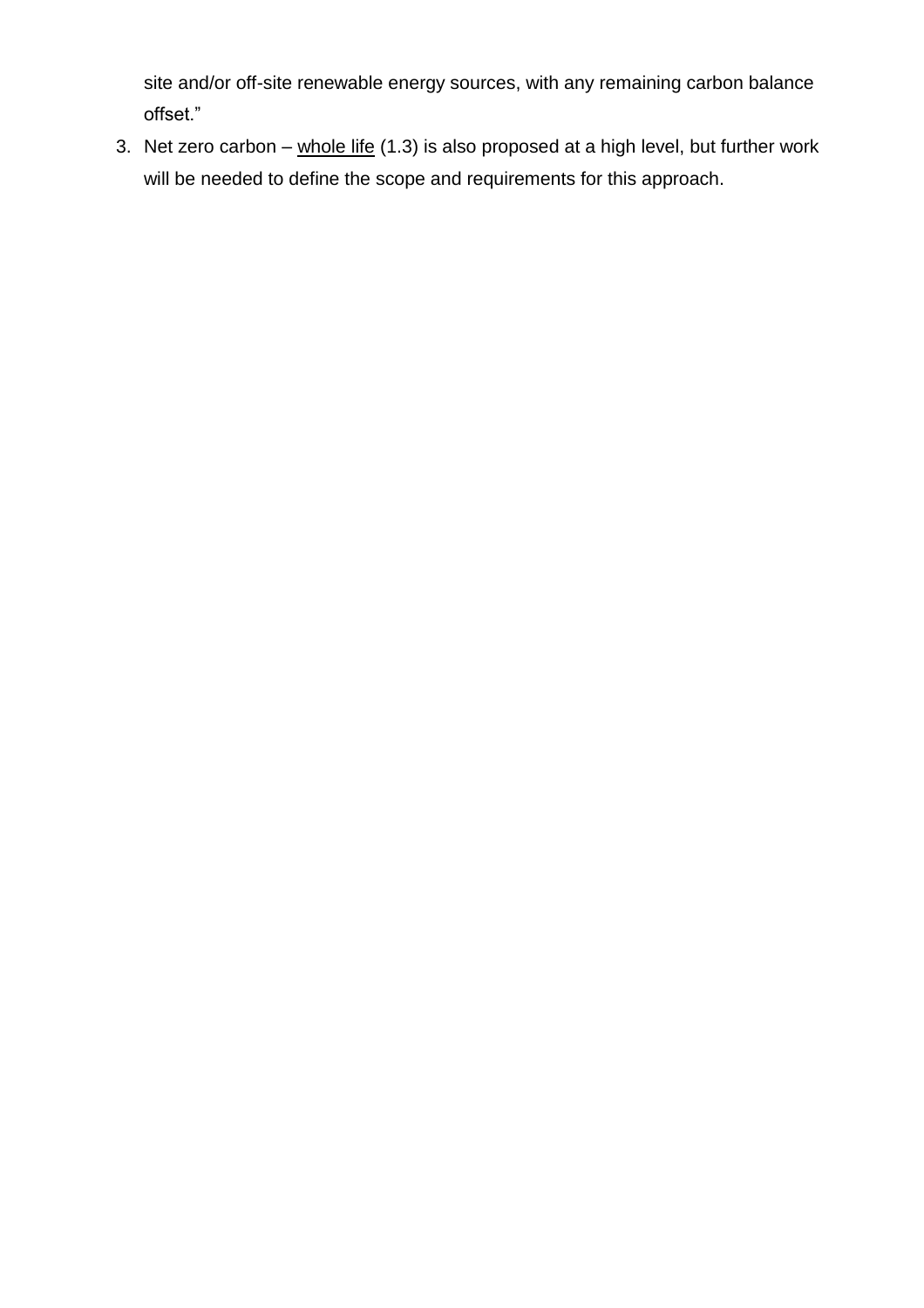site and/or off-site renewable energy sources, with any remaining carbon balance offset."

3. Net zero carbon – whole life (1.3) is also proposed at a high level, but further work will be needed to define the scope and requirements for this approach.